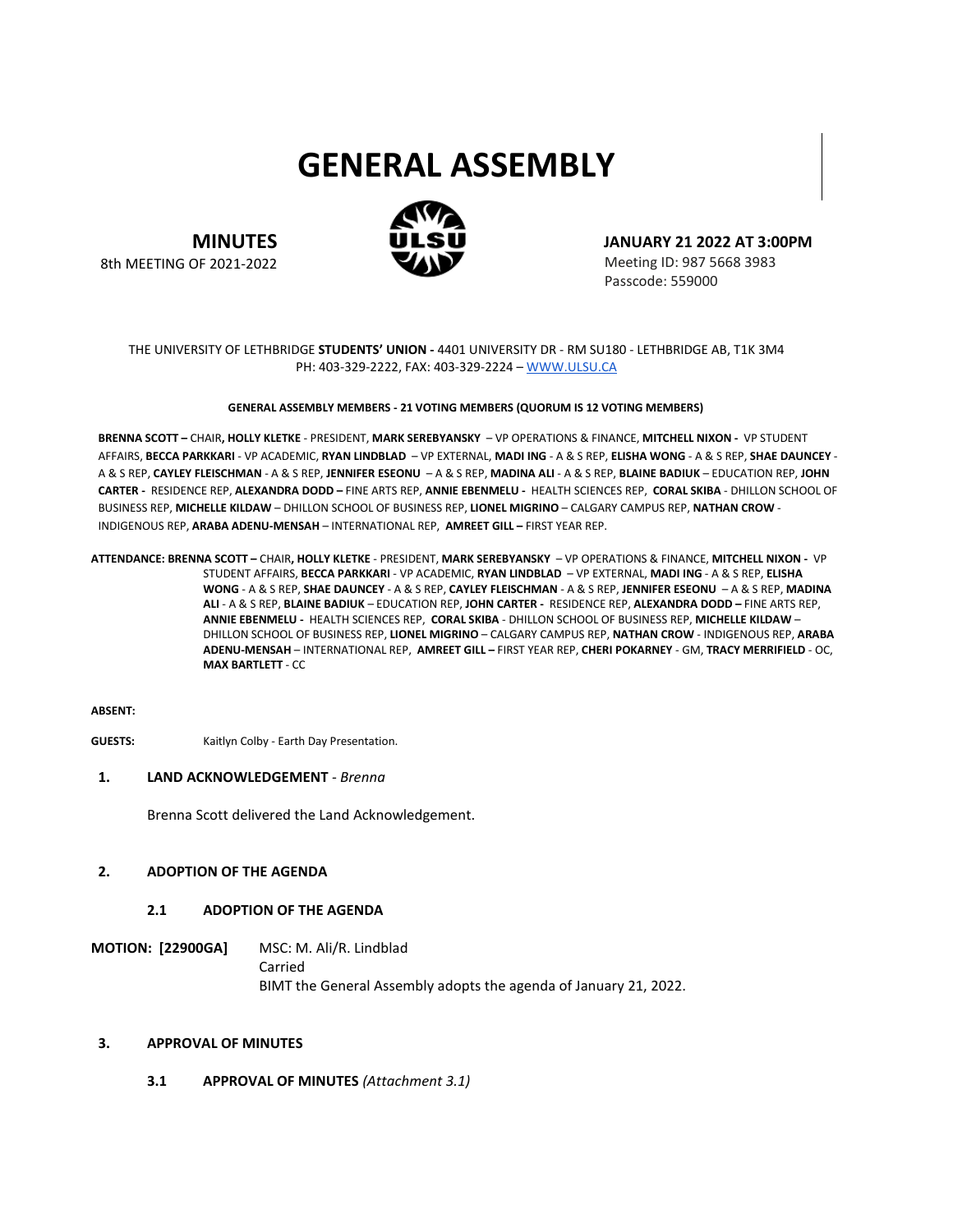# GENERAL ASSEMBLY

**MINUTES**
8th MEETING OF 2021-2022

**JANUARY 21 2022 AT 3:00PM**
Meeting ID: 987 5668 3983
Passcode: 559000

THE UNIVERSITY OF LETHBRIDGE **STUDENTS' UNION -** 4401 UNIVERSITY DR - RM SU180 - LETHBRIDGE AB, T1K 3M4
PH: 403-329-2222, FAX: 403-329-2224 – WWW.ULSU.CA

**GENERAL ASSEMBLY MEMBERS - 21 VOTING MEMBERS (QUORUM IS 12 VOTING MEMBERS)**

**BRENNA SCOTT –** CHAIR**, HOLLY KLETKE** - PRESIDENT, **MARK SEREBYANSKY** – VP OPERATIONS & FINANCE, **MITCHELL NIXON -** VP STUDENT AFFAIRS, **BECCA PARKKARI** - VP ACADEMIC, **RYAN LINDBLAD** – VP EXTERNAL, **MADI ING** - A & S REP, **ELISHA WONG** - A & S REP, **SHAE DAUNCEY** - A & S REP, **CAYLEY FLEISCHMAN** - A & S REP, **JENNIFER ESEONU** – A & S REP, **MADINA ALI** - A & S REP, **BLAINE BADIUK** – EDUCATION REP, **JOHN CARTER -** RESIDENCE REP, **ALEXANDRA DODD –** FINE ARTS REP, **ANNIE EBENMELU -** HEALTH SCIENCES REP, **CORAL SKIBA** - DHILLON SCHOOL OF BUSINESS REP, **MICHELLE KILDAW** – DHILLON SCHOOL OF BUSINESS REP, **LIONEL MIGRINO** – CALGARY CAMPUS REP, **NATHAN CROW** - INDIGENOUS REP, **ARABA ADENU-MENSAH** – INTERNATIONAL REP, **AMREET GILL –** FIRST YEAR REP.

**ATTENDANCE: BRENNA SCOTT –** CHAIR**, HOLLY KLETKE** - PRESIDENT, **MARK SEREBYANSKY** – VP OPERATIONS & FINANCE, **MITCHELL NIXON -** VP STUDENT AFFAIRS, **BECCA PARKKARI** - VP ACADEMIC, **RYAN LINDBLAD** – VP EXTERNAL, **MADI ING** - A & S REP, **ELISHA WONG** - A & S REP, **SHAE DAUNCEY** - A & S REP, **CAYLEY FLEISCHMAN** - A & S REP, **JENNIFER ESEONU** – A & S REP, **MADINA ALI** - A & S REP, **BLAINE BADIUK** – EDUCATION REP, **JOHN CARTER -** RESIDENCE REP, **ALEXANDRA DODD –** FINE ARTS REP, **ANNIE EBENMELU -** HEALTH SCIENCES REP, **CORAL SKIBA** - DHILLON SCHOOL OF BUSINESS REP, **MICHELLE KILDAW** – DHILLON SCHOOL OF BUSINESS REP, **LIONEL MIGRINO** – CALGARY CAMPUS REP, **NATHAN CROW** - INDIGENOUS REP, **ARABA ADENU-MENSAH** – INTERNATIONAL REP, **AMREET GILL –** FIRST YEAR REP, **CHERI POKARNEY** - GM, **TRACY MERRIFIELD** - OC, **MAX BARTLETT** - CC

**ABSENT:**

**GUESTS:** Kaitlyn Colby - Earth Day Presentation.

## 1. LAND ACKNOWLEDGEMENT - *Brenna*

Brenna Scott delivered the Land Acknowledgement.

## 2. ADOPTION OF THE AGENDA

### 2.1 ADOPTION OF THE AGENDA

**MOTION: [22900GA]** MSC: M. Ali/R. Lindblad
Carried
BIMT the General Assembly adopts the agenda of January 21, 2022.

## 3. APPROVAL OF MINUTES

### 3.1 APPROVAL OF MINUTES *(Attachment 3.1)*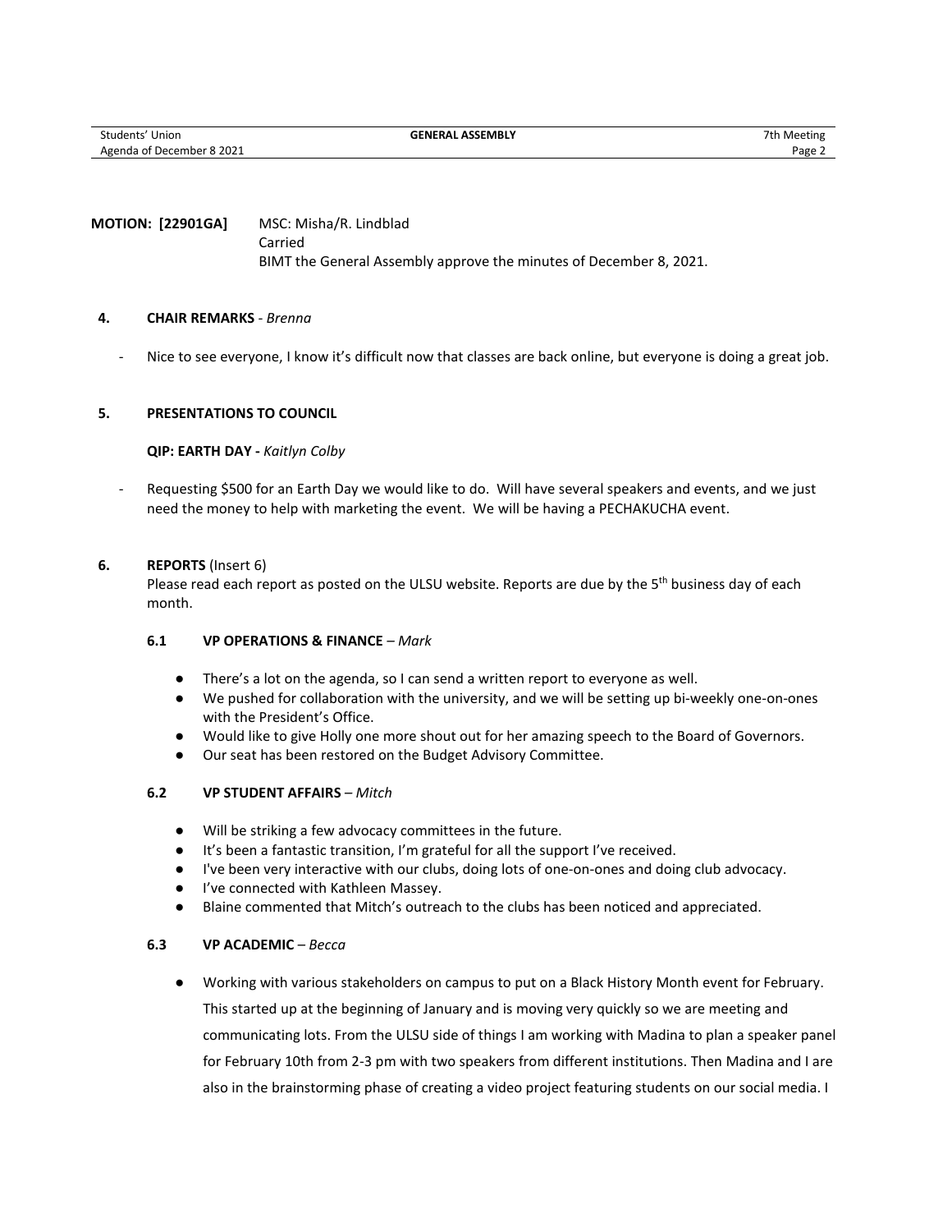**MOTION: [22901GA]** MSC: Misha/R. Lindblad
Carried
BIMT the General Assembly approve the minutes of December 8, 2021.

## 4. CHAIR REMARKS - *Brenna*

- Nice to see everyone, I know it's difficult now that classes are back online, but everyone is doing a great job.

## 5. PRESENTATIONS TO COUNCIL

**QIP: EARTH DAY -** *Kaitlyn Colby*

- Requesting $500 for an Earth Day we would like to do. Will have several speakers and events, and we just need the money to help with marketing the event. We will be having a PECHAKUCHA event.

## 6. REPORTS (Insert 6)

Please read each report as posted on the ULSU website. Reports are due by the 5th business day of each month.

### 6.1 VP OPERATIONS & FINANCE – *Mark*

- There's a lot on the agenda, so I can send a written report to everyone as well.
- We pushed for collaboration with the university, and we will be setting up bi-weekly one-on-ones with the President's Office.
- Would like to give Holly one more shout out for her amazing speech to the Board of Governors.
- Our seat has been restored on the Budget Advisory Committee.

### 6.2 VP STUDENT AFFAIRS – *Mitch*

- Will be striking a few advocacy committees in the future.
- It's been a fantastic transition, I'm grateful for all the support I've received.
- I've been very interactive with our clubs, doing lots of one-on-ones and doing club advocacy.
- I've connected with Kathleen Massey.
- Blaine commented that Mitch's outreach to the clubs has been noticed and appreciated.

### 6.3 VP ACADEMIC – *Becca*

- Working with various stakeholders on campus to put on a Black History Month event for February. This started up at the beginning of January and is moving very quickly so we are meeting and communicating lots. From the ULSU side of things I am working with Madina to plan a speaker panel for February 10th from 2-3 pm with two speakers from different institutions. Then Madina and I are also in the brainstorming phase of creating a video project featuring students on our social media. I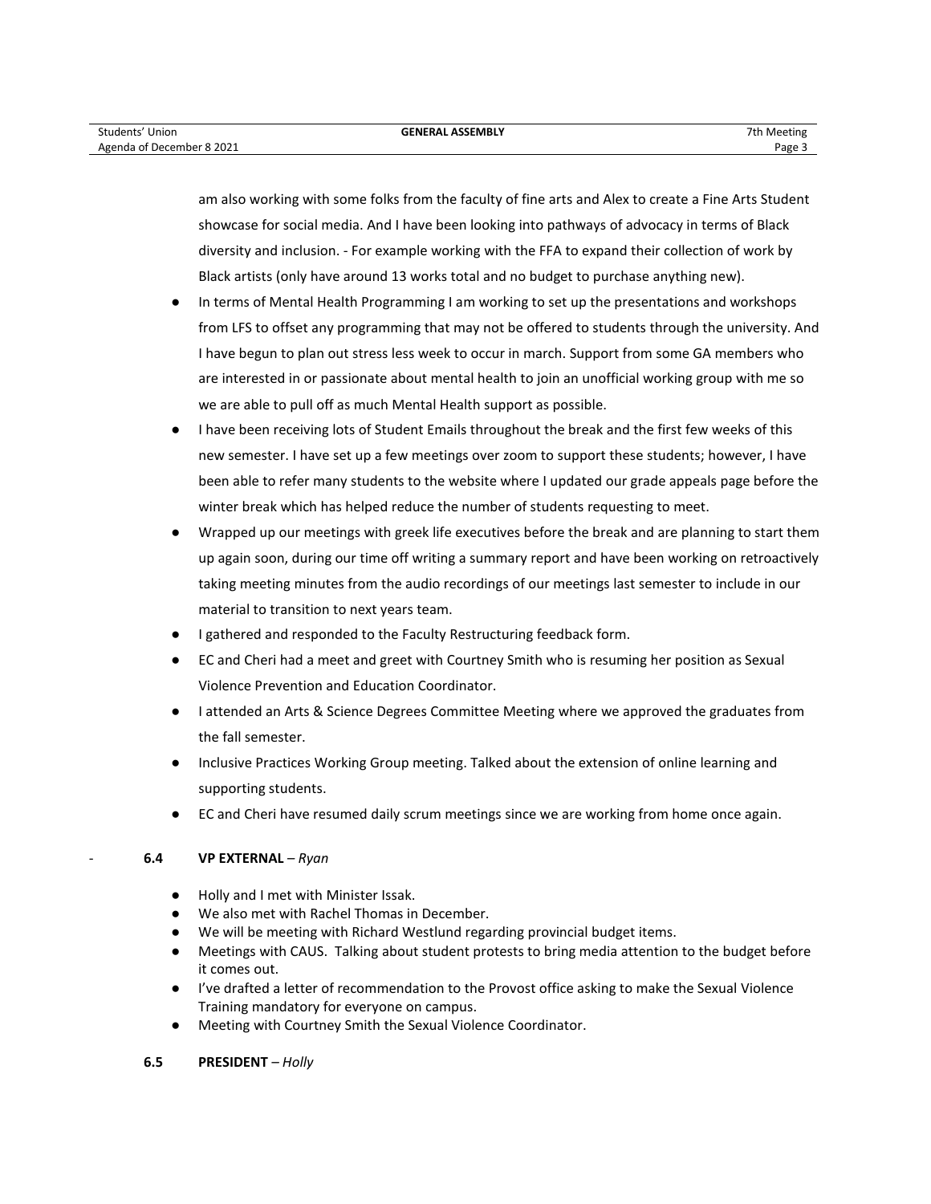am also working with some folks from the faculty of fine arts and Alex to create a Fine Arts Student showcase for social media. And I have been looking into pathways of advocacy in terms of Black diversity and inclusion. - For example working with the FFA to expand their collection of work by Black artists (only have around 13 works total and no budget to purchase anything new).

- In terms of Mental Health Programming I am working to set up the presentations and workshops from LFS to offset any programming that may not be offered to students through the university. And I have begun to plan out stress less week to occur in march. Support from some GA members who are interested in or passionate about mental health to join an unofficial working group with me so we are able to pull off as much Mental Health support as possible.
- I have been receiving lots of Student Emails throughout the break and the first few weeks of this new semester. I have set up a few meetings over zoom to support these students; however, I have been able to refer many students to the website where I updated our grade appeals page before the winter break which has helped reduce the number of students requesting to meet.
- Wrapped up our meetings with greek life executives before the break and are planning to start them up again soon, during our time off writing a summary report and have been working on retroactively taking meeting minutes from the audio recordings of our meetings last semester to include in our material to transition to next years team.
- I gathered and responded to the Faculty Restructuring feedback form.
- EC and Cheri had a meet and greet with Courtney Smith who is resuming her position as Sexual Violence Prevention and Education Coordinator.
- I attended an Arts & Science Degrees Committee Meeting where we approved the graduates from the fall semester.
- Inclusive Practices Working Group meeting. Talked about the extension of online learning and supporting students.
- EC and Cheri have resumed daily scrum meetings since we are working from home once again.

### 6.4 VP EXTERNAL – *Ryan*

- Holly and I met with Minister Issak.
- We also met with Rachel Thomas in December.
- We will be meeting with Richard Westlund regarding provincial budget items.
- Meetings with CAUS. Talking about student protests to bring media attention to the budget before it comes out.
- I've drafted a letter of recommendation to the Provost office asking to make the Sexual Violence Training mandatory for everyone on campus.
- Meeting with Courtney Smith the Sexual Violence Coordinator.

### 6.5 PRESIDENT – *Holly*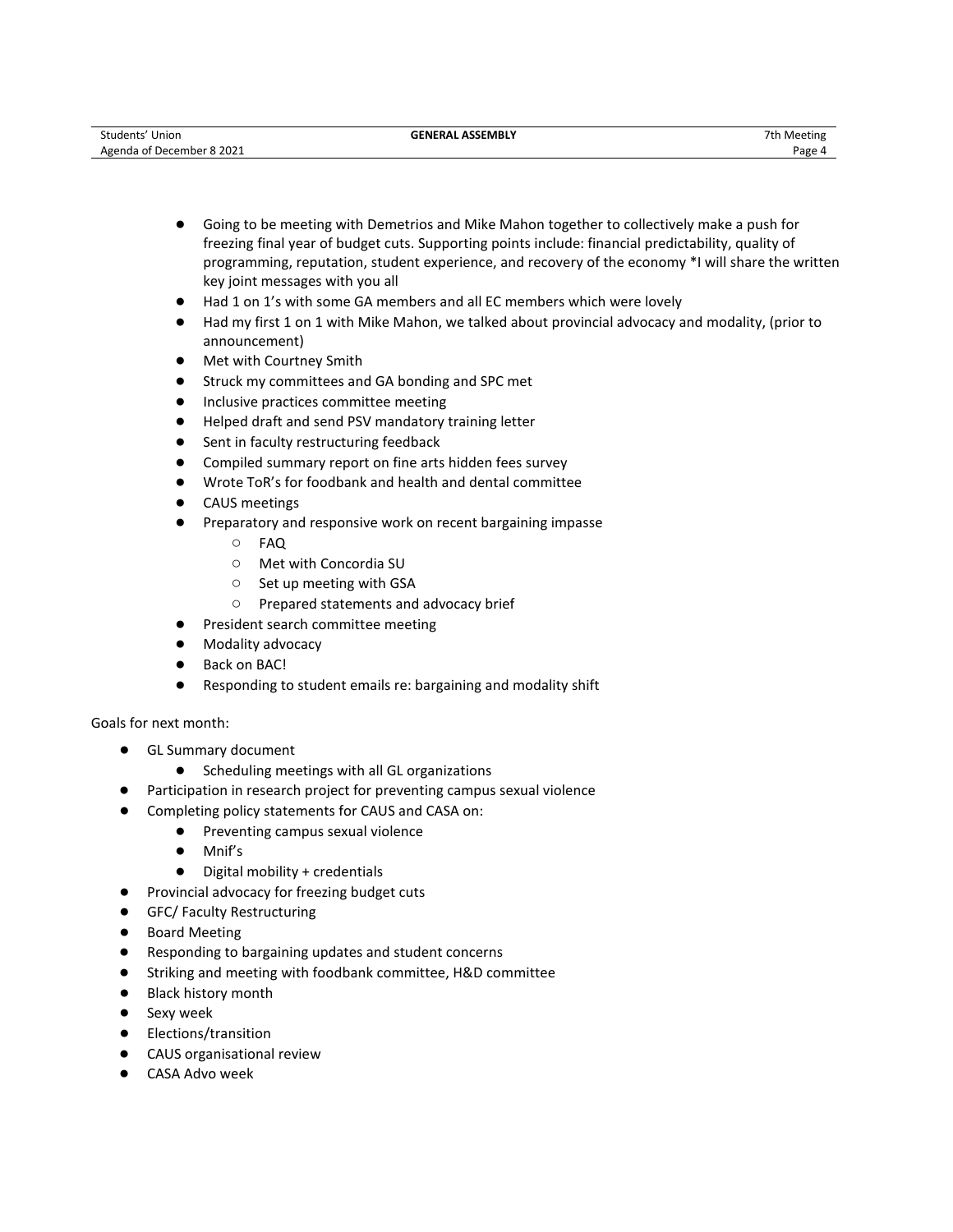- Going to be meeting with Demetrios and Mike Mahon together to collectively make a push for freezing final year of budget cuts. Supporting points include: financial predictability, quality of programming, reputation, student experience, and recovery of the economy *I will share the written key joint messages with you all
- Had 1 on 1's with some GA members and all EC members which were lovely
- Had my first 1 on 1 with Mike Mahon, we talked about provincial advocacy and modality, (prior to announcement)
- Met with Courtney Smith
- Struck my committees and GA bonding and SPC met
- Inclusive practices committee meeting
- Helped draft and send PSV mandatory training letter
- Sent in faculty restructuring feedback
- Compiled summary report on fine arts hidden fees survey
- Wrote ToR's for foodbank and health and dental committee
- CAUS meetings
- Preparatory and responsive work on recent bargaining impasse
    - FAQ
    - Met with Concordia SU
    - Set up meeting with GSA
    - Prepared statements and advocacy brief
- President search committee meeting
- Modality advocacy
- Back on BAC!
- Responding to student emails re: bargaining and modality shift

Goals for next month:

- GL Summary document
    - Scheduling meetings with all GL organizations
- Participation in research project for preventing campus sexual violence
- Completing policy statements for CAUS and CASA on:
    - Preventing campus sexual violence
    - Mnif's
    - Digital mobility + credentials
- Provincial advocacy for freezing budget cuts
- GFC/ Faculty Restructuring
- Board Meeting
- Responding to bargaining updates and student concerns
- Striking and meeting with foodbank committee, H&D committee
- Black history month
- Sexy week
- Elections/transition
- CAUS organisational review
- CASA Advo week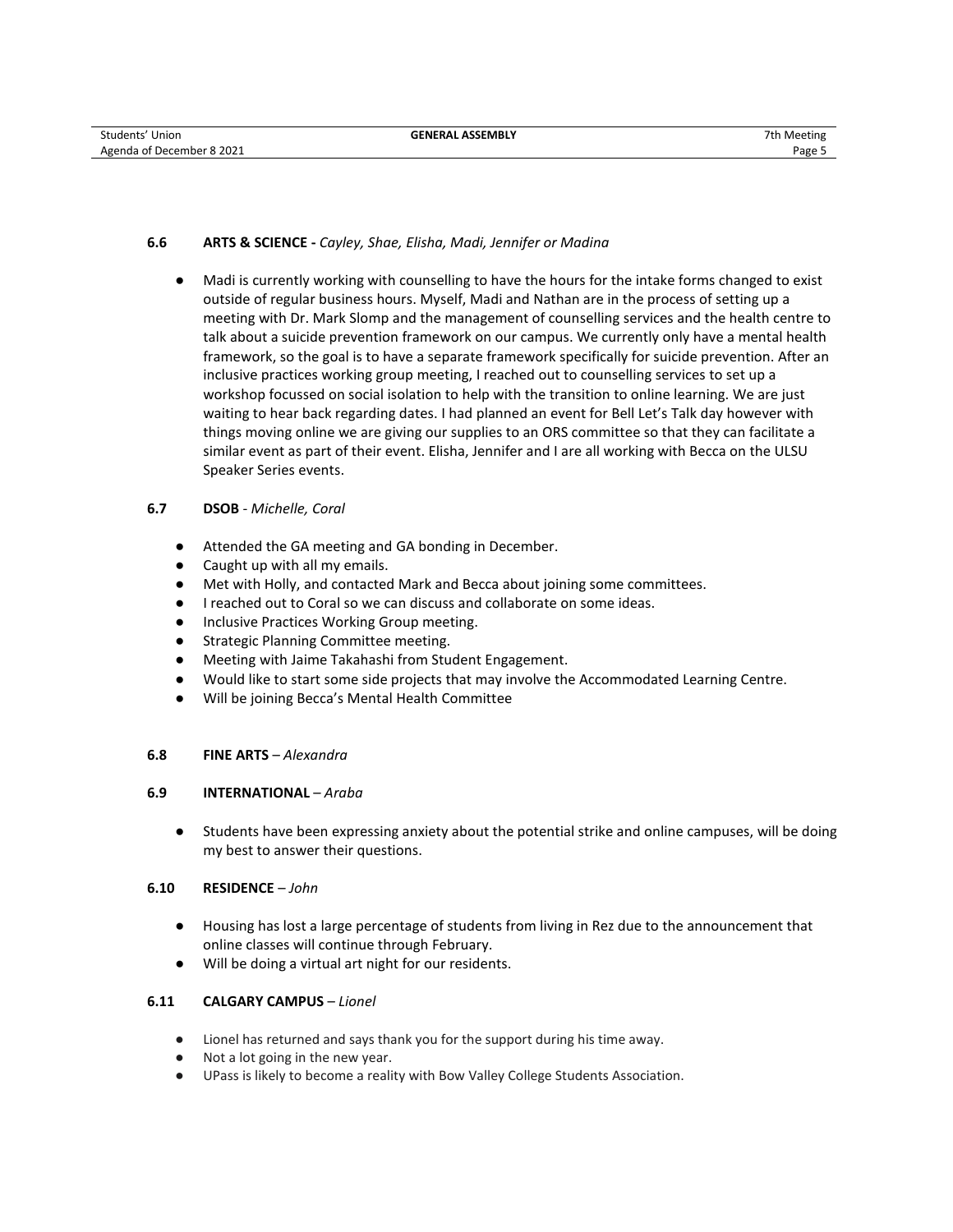### 6.6 ARTS & SCIENCE - *Cayley, Shae, Elisha, Madi, Jennifer or Madina*

- Madi is currently working with counselling to have the hours for the intake forms changed to exist outside of regular business hours. Myself, Madi and Nathan are in the process of setting up a meeting with Dr. Mark Slomp and the management of counselling services and the health centre to talk about a suicide prevention framework on our campus. We currently only have a mental health framework, so the goal is to have a separate framework specifically for suicide prevention. After an inclusive practices working group meeting, I reached out to counselling services to set up a workshop focussed on social isolation to help with the transition to online learning. We are just waiting to hear back regarding dates. I had planned an event for Bell Let's Talk day however with things moving online we are giving our supplies to an ORS committee so that they can facilitate a similar event as part of their event. Elisha, Jennifer and I are all working with Becca on the ULSU Speaker Series events.

### 6.7 DSOB - *Michelle, Coral*

- Attended the GA meeting and GA bonding in December.
- Caught up with all my emails.
- Met with Holly, and contacted Mark and Becca about joining some committees.
- I reached out to Coral so we can discuss and collaborate on some ideas.
- Inclusive Practices Working Group meeting.
- Strategic Planning Committee meeting.
- Meeting with Jaime Takahashi from Student Engagement.
- Would like to start some side projects that may involve the Accommodated Learning Centre.
- Will be joining Becca's Mental Health Committee

### 6.8 FINE ARTS – *Alexandra*

### 6.9 INTERNATIONAL – *Araba*

- Students have been expressing anxiety about the potential strike and online campuses, will be doing my best to answer their questions.

### 6.10 RESIDENCE – *John*

- Housing has lost a large percentage of students from living in Rez due to the announcement that online classes will continue through February.
- Will be doing a virtual art night for our residents.

### 6.11 CALGARY CAMPUS – *Lionel*

- Lionel has returned and says thank you for the support during his time away.
- Not a lot going in the new year.
- UPass is likely to become a reality with Bow Valley College Students Association.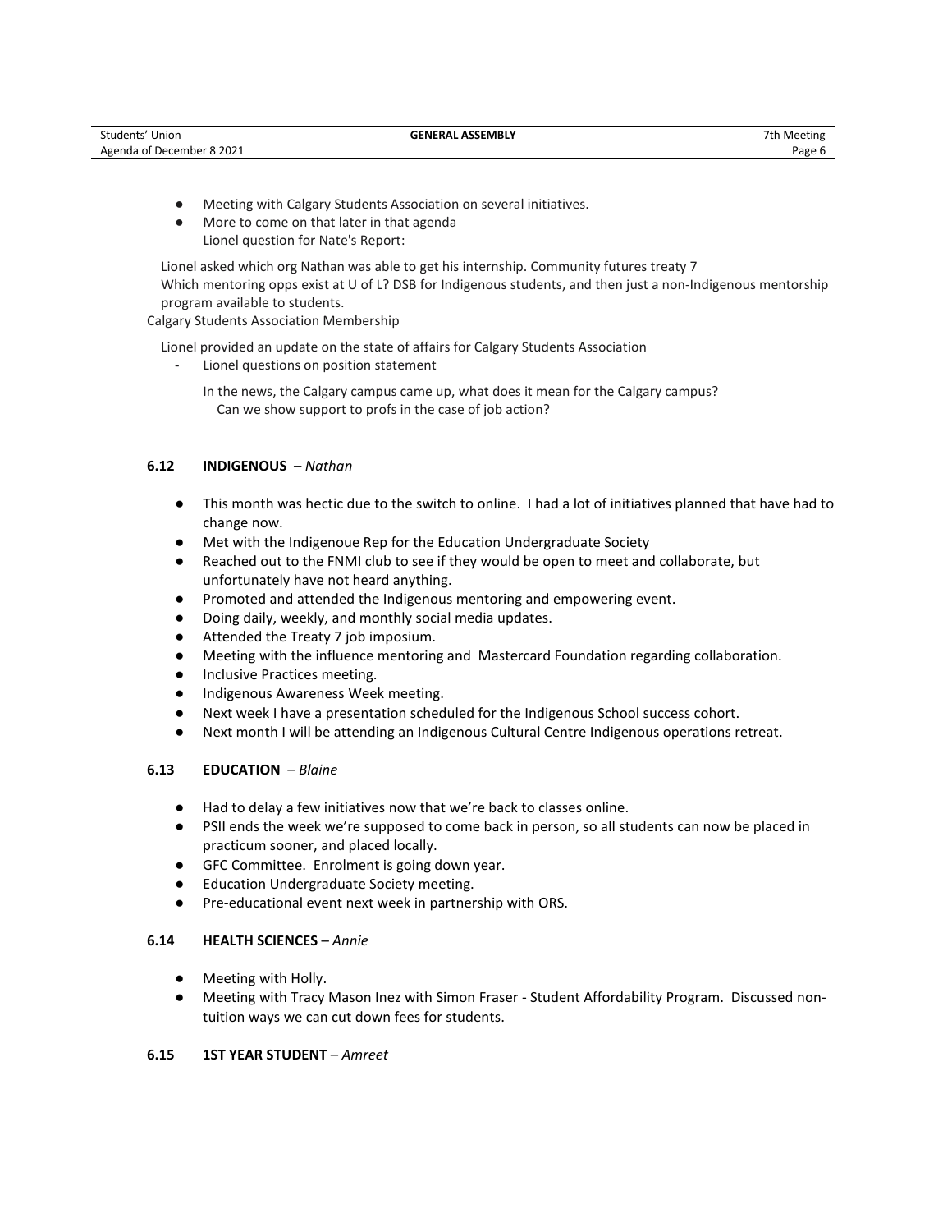- Meeting with Calgary Students Association on several initiatives.
- More to come on that later in that agenda

Lionel question for Nate's Report:

Lionel asked which org Nathan was able to get his internship. Community futures treaty 7
Which mentoring opps exist at U of L? DSB for Indigenous students, and then just a non-Indigenous mentorship program available to students.

Calgary Students Association Membership

Lionel provided an update on the state of affairs for Calgary Students Association

- Lionel questions on position statement

  In the news, the Calgary campus came up, what does it mean for the Calgary campus?
  Can we show support to profs in the case of job action?

### 6.12 INDIGENOUS – *Nathan*

- This month was hectic due to the switch to online. I had a lot of initiatives planned that have had to change now.
- Met with the Indigenoue Rep for the Education Undergraduate Society
- Reached out to the FNMI club to see if they would be open to meet and collaborate, but unfortunately have not heard anything.
- Promoted and attended the Indigenous mentoring and empowering event.
- Doing daily, weekly, and monthly social media updates.
- Attended the Treaty 7 job imposium.
- Meeting with the influence mentoring and Mastercard Foundation regarding collaboration.
- Inclusive Practices meeting.
- Indigenous Awareness Week meeting.
- Next week I have a presentation scheduled for the Indigenous School success cohort.
- Next month I will be attending an Indigenous Cultural Centre Indigenous operations retreat.

### 6.13 EDUCATION – *Blaine*

- Had to delay a few initiatives now that we're back to classes online.
- PSII ends the week we're supposed to come back in person, so all students can now be placed in practicum sooner, and placed locally.
- GFC Committee. Enrolment is going down year.
- Education Undergraduate Society meeting.
- Pre-educational event next week in partnership with ORS.

### 6.14 HEALTH SCIENCES – *Annie*

- Meeting with Holly.
- Meeting with Tracy Mason Inez with Simon Fraser - Student Affordability Program. Discussed non-tuition ways we can cut down fees for students.

### 6.15 1ST YEAR STUDENT – *Amreet*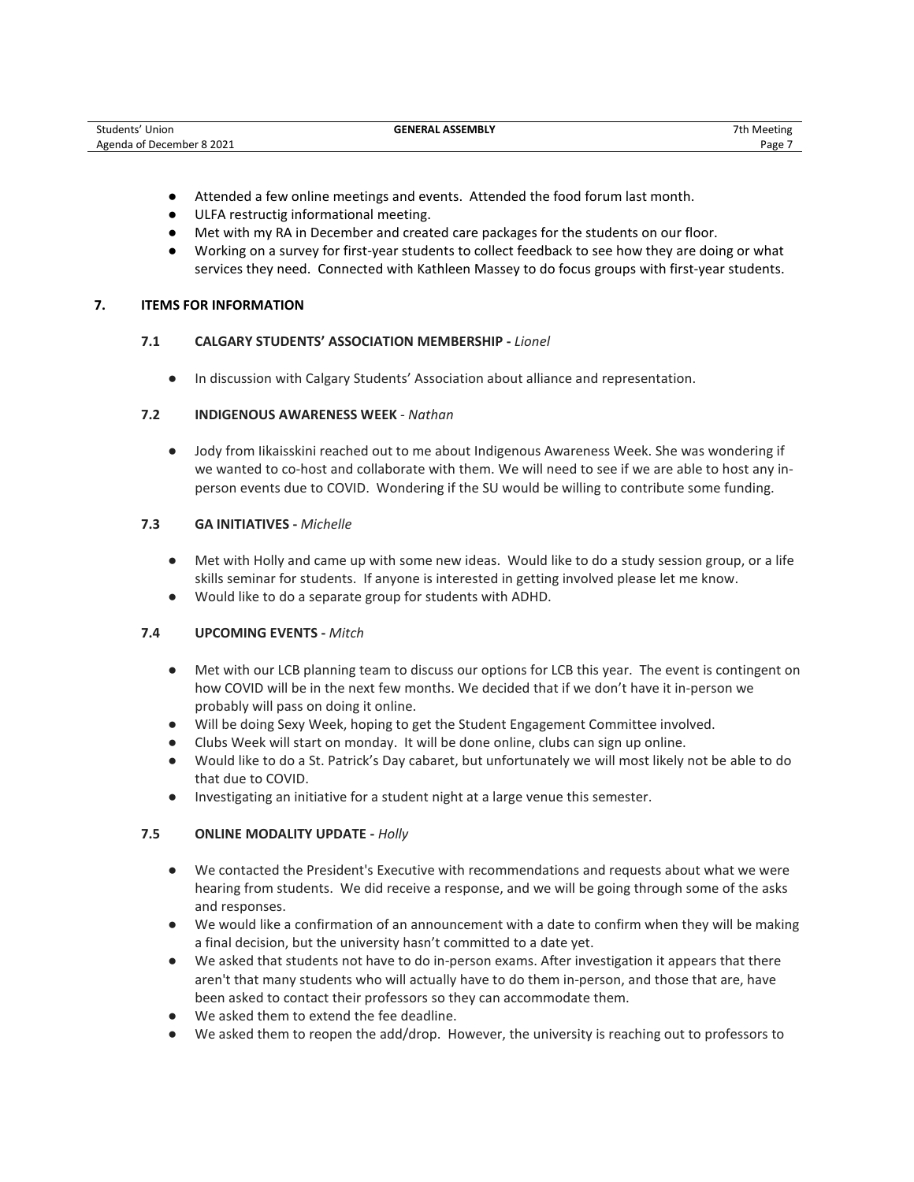- Attended a few online meetings and events. Attended the food forum last month.
- ULFA restructig informational meeting.
- Met with my RA in December and created care packages for the students on our floor.
- Working on a survey for first-year students to collect feedback to see how they are doing or what services they need. Connected with Kathleen Massey to do focus groups with first-year students.

## 7. ITEMS FOR INFORMATION

### 7.1 CALGARY STUDENTS' ASSOCIATION MEMBERSHIP - *Lionel*

- In discussion with Calgary Students' Association about alliance and representation.

### 7.2 INDIGENOUS AWARENESS WEEK - *Nathan*

- Jody from Iikaisskini reached out to me about Indigenous Awareness Week. She was wondering if we wanted to co-host and collaborate with them. We will need to see if we are able to host any in-person events due to COVID. Wondering if the SU would be willing to contribute some funding.

### 7.3 GA INITIATIVES - *Michelle*

- Met with Holly and came up with some new ideas. Would like to do a study session group, or a life skills seminar for students. If anyone is interested in getting involved please let me know.
- Would like to do a separate group for students with ADHD.

### 7.4 UPCOMING EVENTS - *Mitch*

- Met with our LCB planning team to discuss our options for LCB this year. The event is contingent on how COVID will be in the next few months. We decided that if we don't have it in-person we probably will pass on doing it online.
- Will be doing Sexy Week, hoping to get the Student Engagement Committee involved.
- Clubs Week will start on monday. It will be done online, clubs can sign up online.
- Would like to do a St. Patrick's Day cabaret, but unfortunately we will most likely not be able to do that due to COVID.
- Investigating an initiative for a student night at a large venue this semester.

### 7.5 ONLINE MODALITY UPDATE - *Holly*

- We contacted the President's Executive with recommendations and requests about what we were hearing from students. We did receive a response, and we will be going through some of the asks and responses.
- We would like a confirmation of an announcement with a date to confirm when they will be making a final decision, but the university hasn't committed to a date yet.
- We asked that students not have to do in-person exams. After investigation it appears that there aren't that many students who will actually have to do them in-person, and those that are, have been asked to contact their professors so they can accommodate them.
- We asked them to extend the fee deadline.
- We asked them to reopen the add/drop. However, the university is reaching out to professors to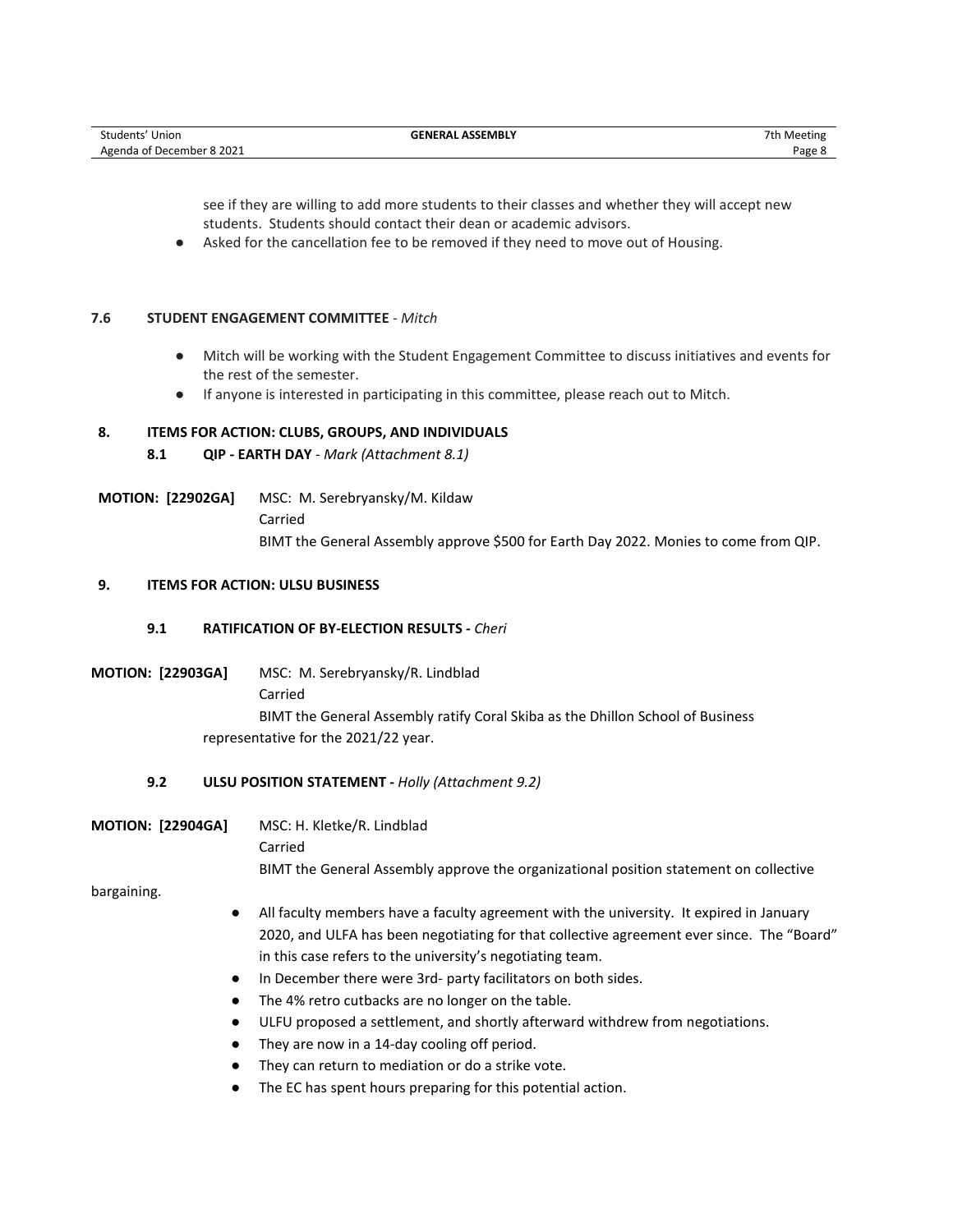see if they are willing to add more students to their classes and whether they will accept new students. Students should contact their dean or academic advisors.

- Asked for the cancellation fee to be removed if they need to move out of Housing.

### 7.6 STUDENT ENGAGEMENT COMMITTEE - *Mitch*

- Mitch will be working with the Student Engagement Committee to discuss initiatives and events for the rest of the semester.
- If anyone is interested in participating in this committee, please reach out to Mitch.

## 8. ITEMS FOR ACTION: CLUBS, GROUPS, AND INDIVIDUALS

### 8.1 QIP - EARTH DAY - *Mark (Attachment 8.1)*

**MOTION: [22902GA]** MSC: M. Serebryansky/M. Kildaw
Carried
BIMT the General Assembly approve $500 for Earth Day 2022. Monies to come from QIP.

## 9. ITEMS FOR ACTION: ULSU BUSINESS

### 9.1 RATIFICATION OF BY-ELECTION RESULTS - *Cheri*

**MOTION: [22903GA]** MSC: M. Serebryansky/R. Lindblad
Carried
BIMT the General Assembly ratify Coral Skiba as the Dhillon School of Business representative for the 2021/22 year.

### 9.2 ULSU POSITION STATEMENT - *Holly (Attachment 9.2)*

**MOTION: [22904GA]** MSC: H. Kletke/R. Lindblad
Carried
BIMT the General Assembly approve the organizational position statement on collective bargaining.

- All faculty members have a faculty agreement with the university. It expired in January 2020, and ULFA has been negotiating for that collective agreement ever since. The "Board" in this case refers to the university's negotiating team.
- In December there were 3rd- party facilitators on both sides.
- The 4% retro cutbacks are no longer on the table.
- ULFU proposed a settlement, and shortly afterward withdrew from negotiations.
- They are now in a 14-day cooling off period.
- They can return to mediation or do a strike vote.
- The EC has spent hours preparing for this potential action.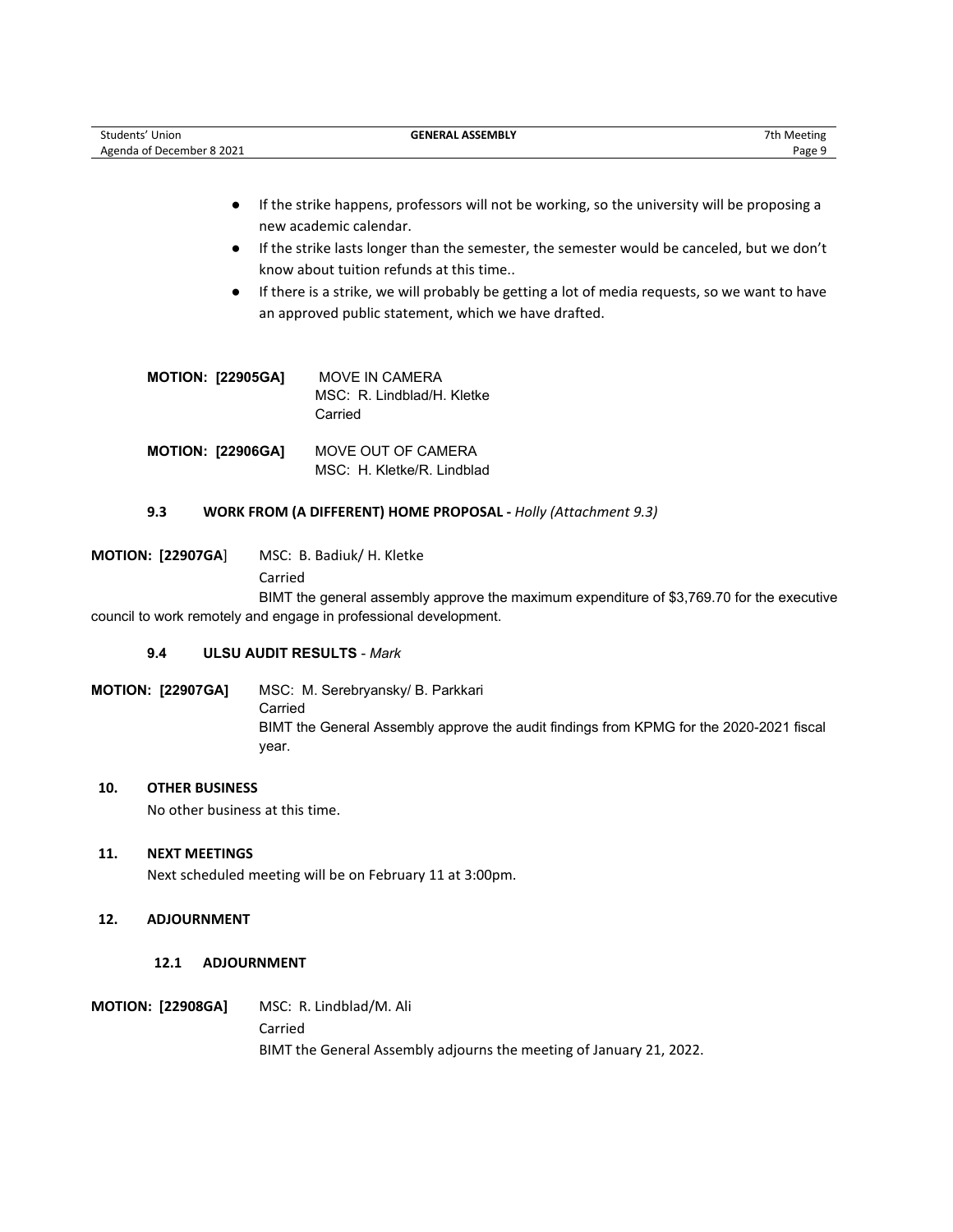- If the strike happens, professors will not be working, so the university will be proposing a new academic calendar.
- If the strike lasts longer than the semester, the semester would be canceled, but we don't know about tuition refunds at this time..
- If there is a strike, we will probably be getting a lot of media requests, so we want to have an approved public statement, which we have drafted.

**MOTION: [22905GA]** MOVE IN CAMERA
MSC: R. Lindblad/H. Kletke
Carried

**MOTION: [22906GA]** MOVE OUT OF CAMERA
MSC: H. Kletke/R. Lindblad

### 9.3 WORK FROM (A DIFFERENT) HOME PROPOSAL - *Holly (Attachment 9.3)*

**MOTION: [22907GA**] MSC: B. Badiuk/ H. Kletke
Carried
BIMT the general assembly approve the maximum expenditure of $3,769.70 for the executive council to work remotely and engage in professional development.

### 9.4 ULSU AUDIT RESULTS - *Mark*

**MOTION: [22907GA]** MSC: M. Serebryansky/ B. Parkkari
Carried
BIMT the General Assembly approve the audit findings from KPMG for the 2020-2021 fiscal year.

## 10. OTHER BUSINESS

No other business at this time.

## 11. NEXT MEETINGS

Next scheduled meeting will be on February 11 at 3:00pm.

## 12. ADJOURNMENT

### 12.1 ADJOURNMENT

**MOTION: [22908GA]** MSC: R. Lindblad/M. Ali
Carried
BIMT the General Assembly adjourns the meeting of January 21, 2022.